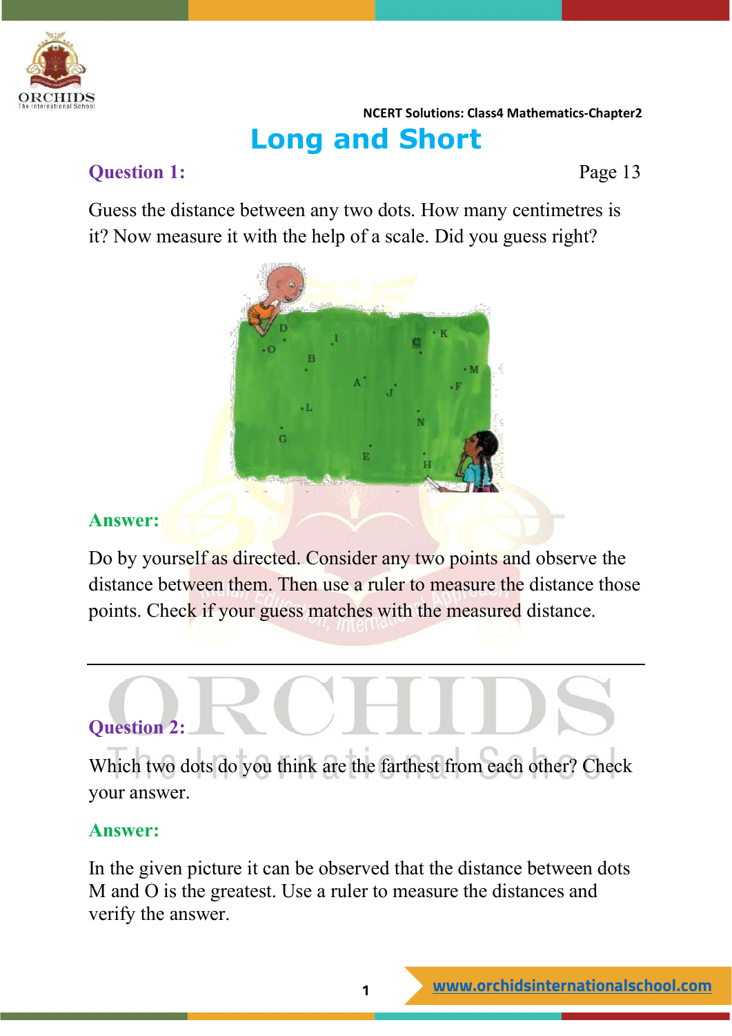NCERT Solutions: Class4 Mathematics-Chapter2

# Long and Short

**Question 1:** Page 13

Guess the distance between any two dots. How many centimetres is it? Now measure it with the help of a scale. Did you guess right?

**Answer:**

Do by yourself as directed. Consider any two points and observe the distance between them. Then use a ruler to measure the distance those points. Check if your guess matches with the measured distance.

---

**Question 2:**

Which two dots do you think are the farthest from each other? Check your answer.

**Answer:**

In the given picture it can be observed that the distance between dots M and O is the greatest. Use a ruler to measure the distances and verify the answer.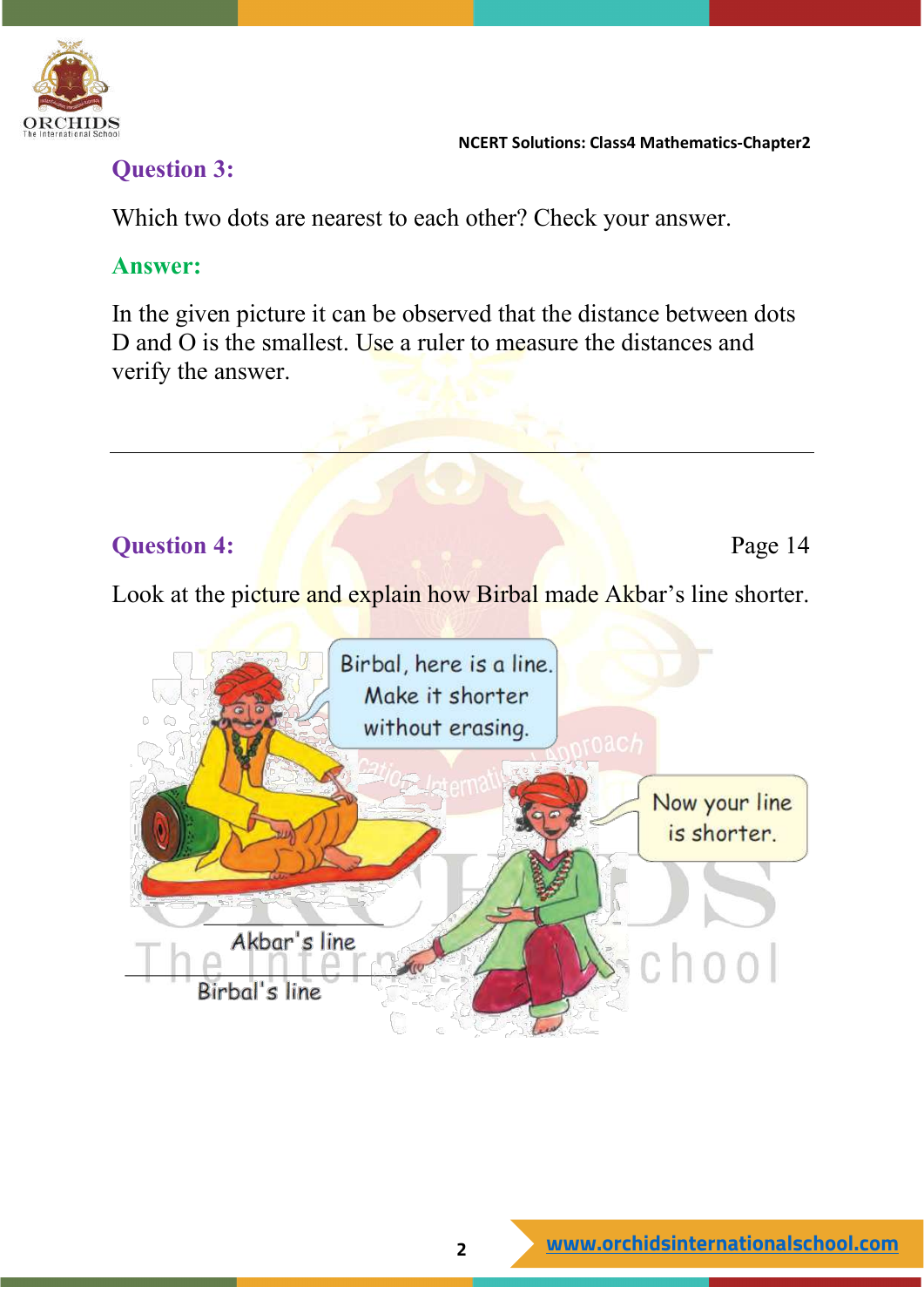**Question 3:**

Which two dots are nearest to each other? Check your answer.

**Answer:**

In the given picture it can be observed that the distance between dots D and O is the smallest. Use a ruler to measure the distances and verify the answer.

---

**Question 4:** Page 14

Look at the picture and explain how Birbal made Akbar's line shorter.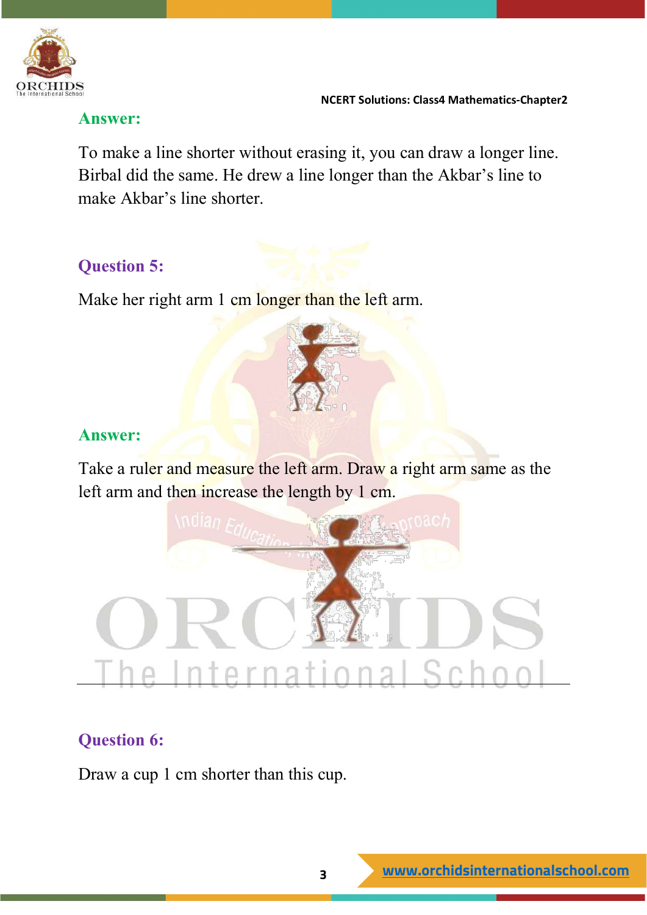**Answer:**

To make a line shorter without erasing it, you can draw a longer line. Birbal did the same. He drew a line longer than the Akbar's line to make Akbar's line shorter.

**Question 5:**

Make her right arm 1 cm longer than the left arm.

**Answer:**

Take a ruler and measure the left arm. Draw a right arm same as the left arm and then increase the length by 1 cm.

---

**Question 6:**

Draw a cup 1 cm shorter than this cup.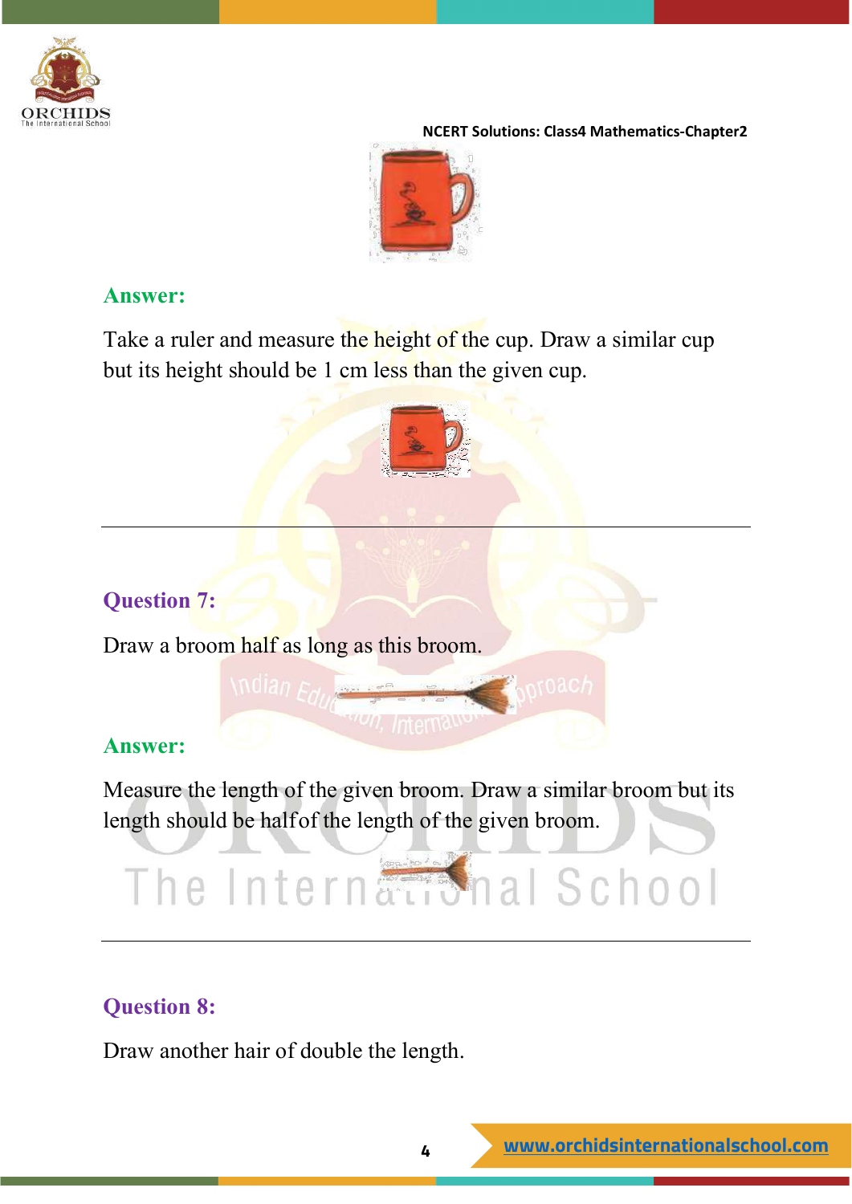**Answer:**

Take a ruler and measure the height of the cup. Draw a similar cup but its height should be 1 cm less than the given cup.

---

**Question 7:**

Draw a broom half as long as this broom.

**Answer:**

Measure the length of the given broom. Draw a similar broom but its length should be halfof the length of the given broom.

---

**Question 8:**

Draw another hair of double the length.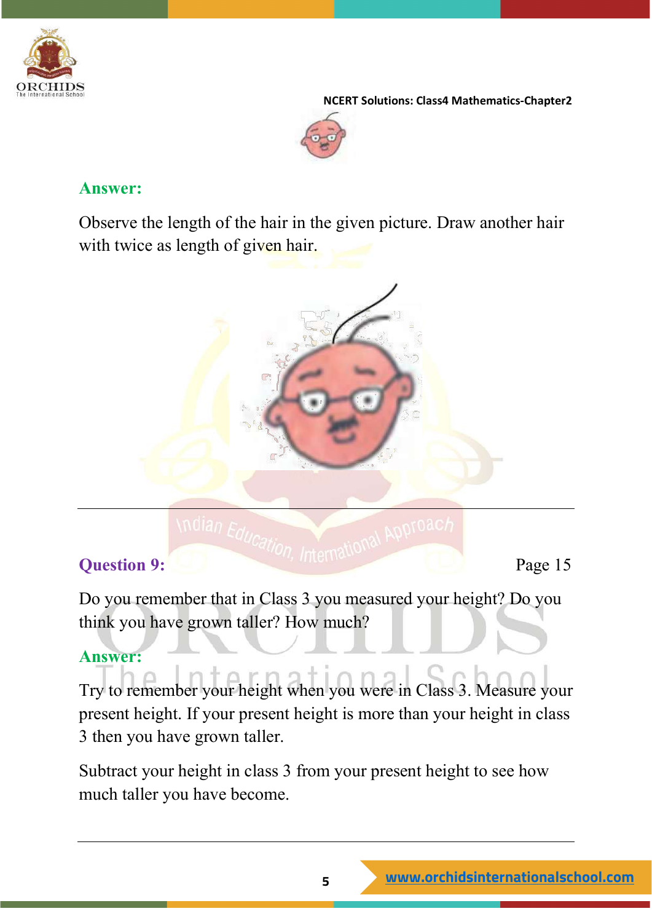**Answer:**

Observe the length of the hair in the given picture. Draw another hair with twice as length of given hair.

---

**Question 9:** Page 15

Do you remember that in Class 3 you measured your height? Do you think you have grown taller? How much?

**Answer:**

Try to remember your height when you were in Class 3. Measure your present height. If your present height is more than your height in class 3 then you have grown taller.

Subtract your height in class 3 from your present height to see how much taller you have become.

---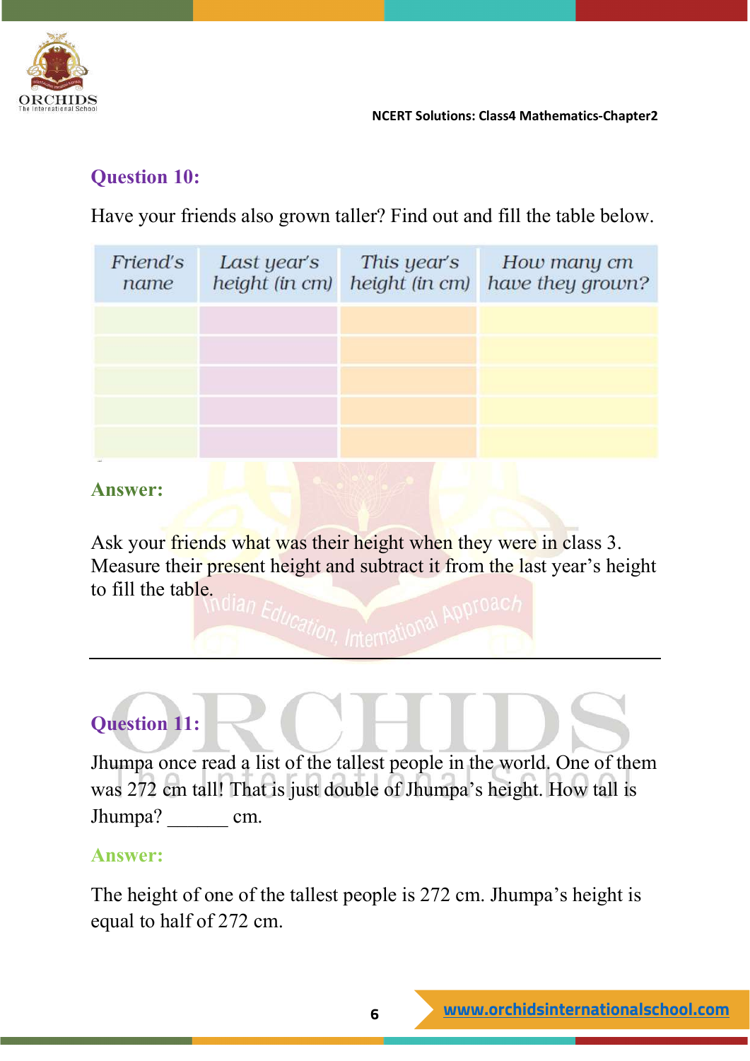## Question 10:

Have your friends also grown taller? Find out and fill the table below.

| Friend's name | Last year's height (in cm) | This year's height (in cm) | How many cm have they grown? |
|---|---|---|---|
| | | | |
| | | | |
| | | | |
| | | | |
| | | | |

**Answer:**

Ask your friends what was their height when they were in class 3. Measure their present height and subtract it from the last year's height to fill the table.

---

## Question 11:

Jhumpa once read a list of the tallest people in the world. One of them was 272 cm tall! That is just double of Jhumpa's height. How tall is Jhumpa? ______ cm.

**Answer:**

The height of one of the tallest people is 272 cm. Jhumpa's height is equal to half of 272 cm.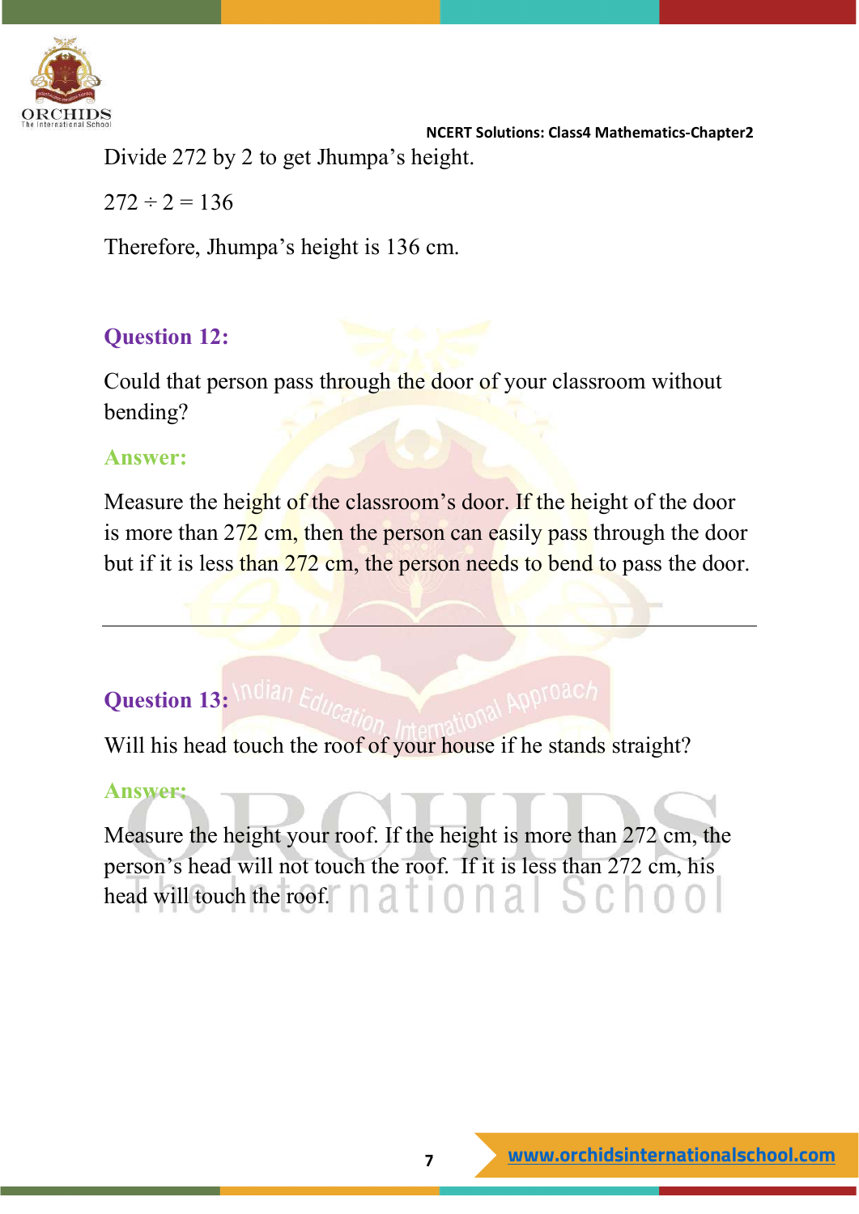Divide 272 by 2 to get Jhumpa's height.

$272 \div 2 = 136$

Therefore, Jhumpa's height is 136 cm.

### Question 12:

Could that person pass through the door of your classroom without bending?

**Answer:**

Measure the height of the classroom's door. If the height of the door is more than 272 cm, then the person can easily pass through the door but if it is less than 272 cm, the person needs to bend to pass the door.

---

### Question 13:

Will his head touch the roof of your house if he stands straight?

**Answer:**

Measure the height your roof. If the height is more than 272 cm, the person's head will not touch the roof. If it is less than 272 cm, his head will touch the roof.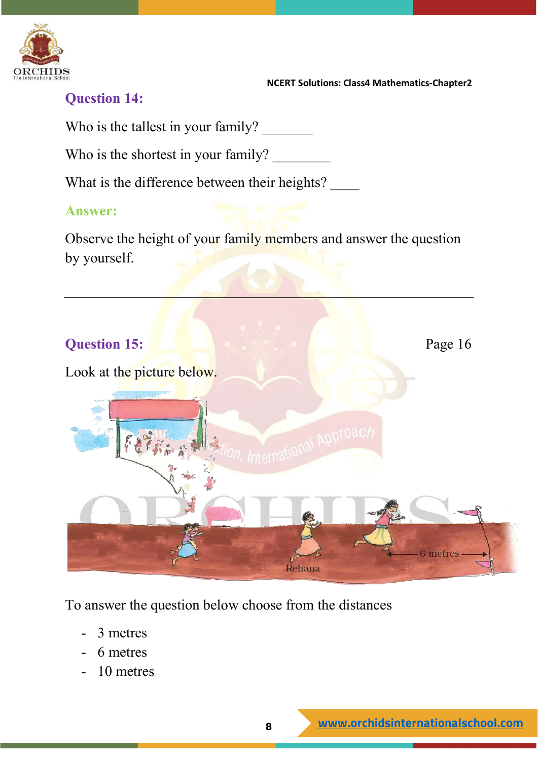### Question 14:

Who is the tallest in your family? _______

Who is the shortest in your family? ________

What is the difference between their heights? ____

### Answer:

Observe the height of your family members and answer the question by yourself.

---

### Question 15:

Page 16

Look at the picture below.

Rehana

6 metres

To answer the question below choose from the distances

- 3 metres
- 6 metres
- 10 metres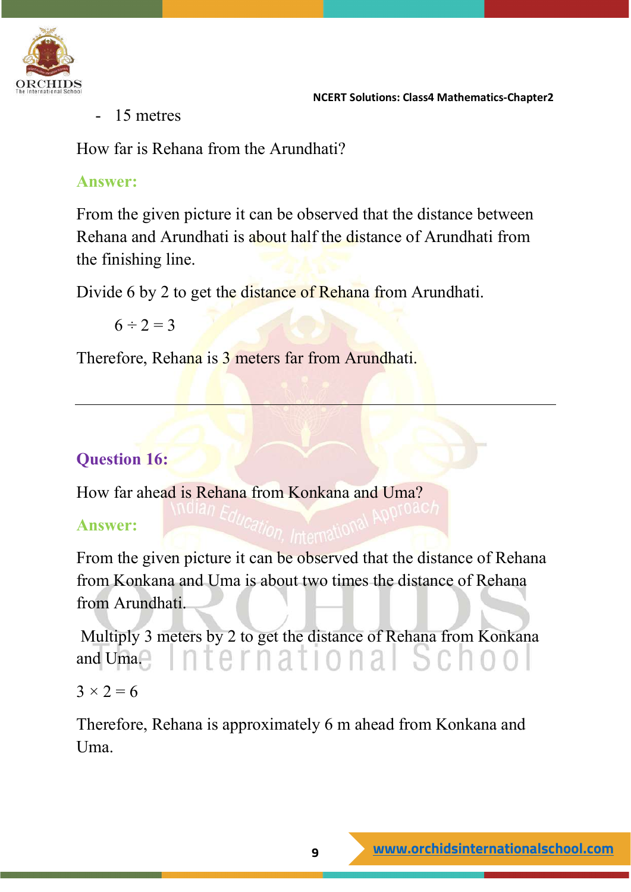- 15 metres

How far is Rehana from the Arundhati?

**Answer:**

From the given picture it can be observed that the distance between Rehana and Arundhati is about half the distance of Arundhati from the finishing line.

Divide 6 by 2 to get the distance of Rehana from Arundhati.

$6 \div 2 = 3$

Therefore, Rehana is 3 meters far from Arundhati.

---

## Question 16:

How far ahead is Rehana from Konkana and Uma?

**Answer:**

From the given picture it can be observed that the distance of Rehana from Konkana and Uma is about two times the distance of Rehana from Arundhati.

Multiply 3 meters by 2 to get the distance of Rehana from Konkana and Uma.

$3 \times 2 = 6$

Therefore, Rehana is approximately 6 m ahead from Konkana and Uma.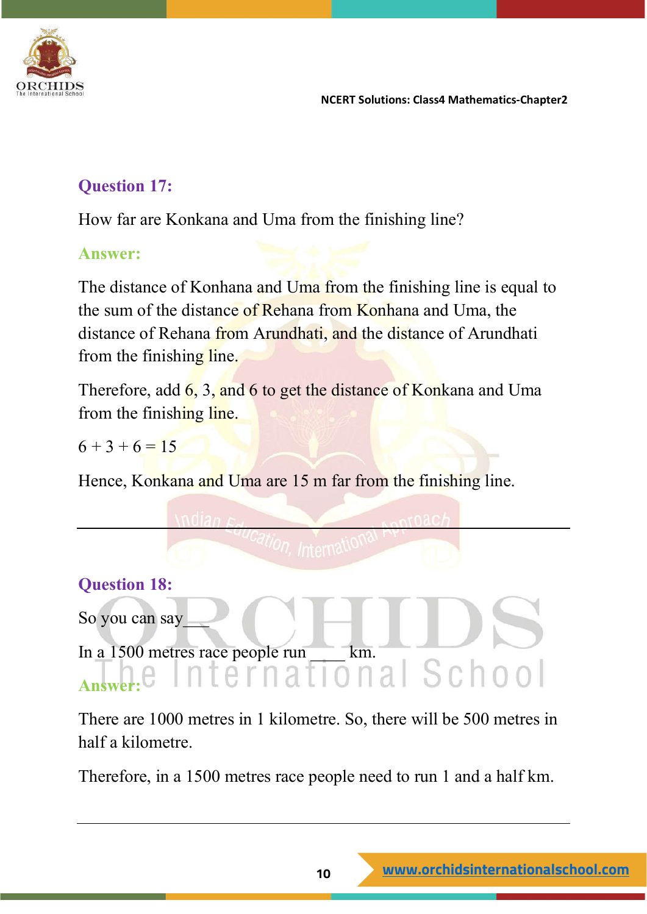### Question 17:

How far are Konkana and Uma from the finishing line?

**Answer:**

The distance of Konhana and Uma from the finishing line is equal to the sum of the distance of Rehana from Konhana and Uma, the distance of Rehana from Arundhati, and the distance of Arundhati from the finishing line.

Therefore, add 6, 3, and 6 to get the distance of Konkana and Uma from the finishing line.

$6 + 3 + 6 = 15$

Hence, Konkana and Uma are 15 m far from the finishing line.

---

### Question 18:

So you can say___

In a 1500 metres race people run ____ km.

**Answer:**

There are 1000 metres in 1 kilometre. So, there will be 500 metres in half a kilometre.

Therefore, in a 1500 metres race people need to run 1 and a half km.

---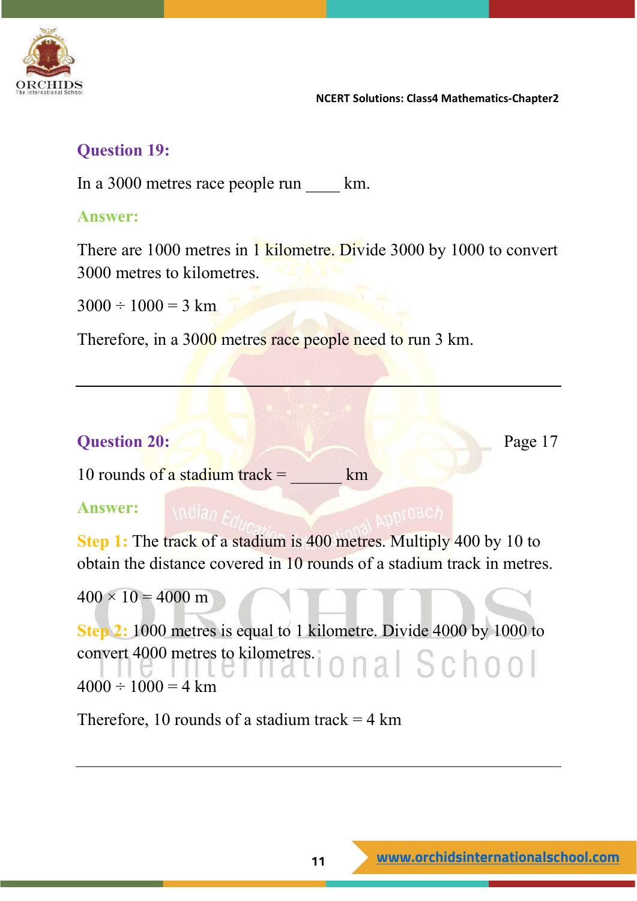## Question 19:

In a 3000 metres race people run ____ km.

**Answer:**

There are 1000 metres in 1 kilometre. Divide 3000 by 1000 to convert 3000 metres to kilometres.

$3000 \div 1000 = 3$ km

Therefore, in a 3000 metres race people need to run 3 km.

---

## Question 20:

Page 17

10 rounds of a stadium track = ______ km

**Answer:**

**Step 1:** The track of a stadium is 400 metres. Multiply 400 by 10 to obtain the distance covered in 10 rounds of a stadium track in metres.

$400 \times 10 = 4000$ m

**Step 2:** 1000 metres is equal to 1 kilometre. Divide 4000 by 1000 to convert 4000 metres to kilometres.

$4000 \div 1000 = 4$ km

Therefore, 10 rounds of a stadium track = 4 km

---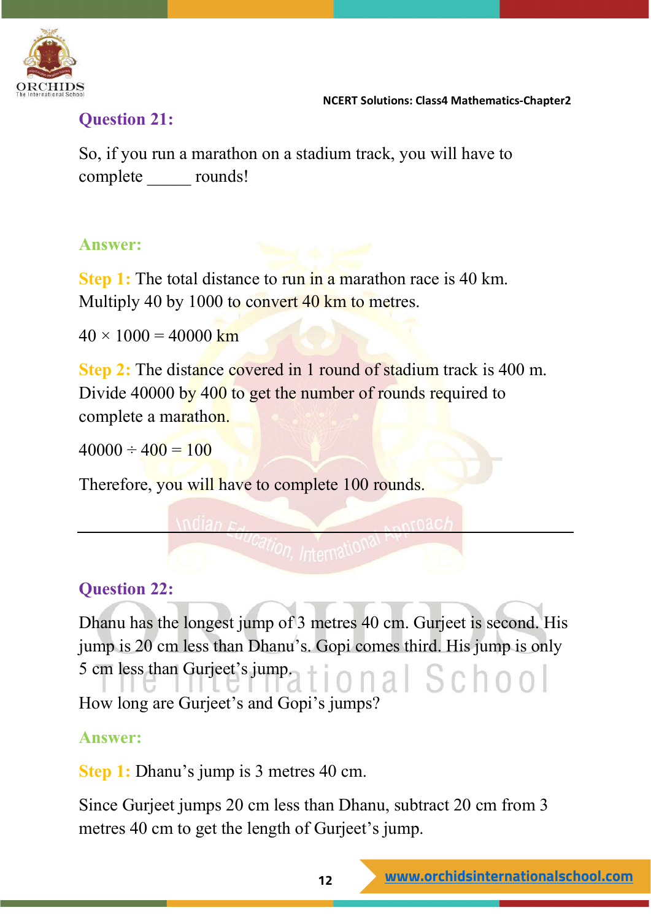### Question 21:

So, if you run a marathon on a stadium track, you will have to complete _____ rounds!

**Answer:**

**Step 1:** The total distance to run in a marathon race is 40 km. Multiply 40 by 1000 to convert 40 km to metres.

$40 \times 1000 = 40000$ km

**Step 2:** The distance covered in 1 round of stadium track is 400 m. Divide 40000 by 400 to get the number of rounds required to complete a marathon.

$40000 \div 400 = 100$

Therefore, you will have to complete 100 rounds.

---

### Question 22:

Dhanu has the longest jump of 3 metres 40 cm. Gurjeet is second. His jump is 20 cm less than Dhanu's. Gopi comes third. His jump is only 5 cm less than Gurjeet's jump.

How long are Gurjeet's and Gopi's jumps?

**Answer:**

**Step 1:** Dhanu's jump is 3 metres 40 cm.

Since Gurjeet jumps 20 cm less than Dhanu, subtract 20 cm from 3 metres 40 cm to get the length of Gurjeet's jump.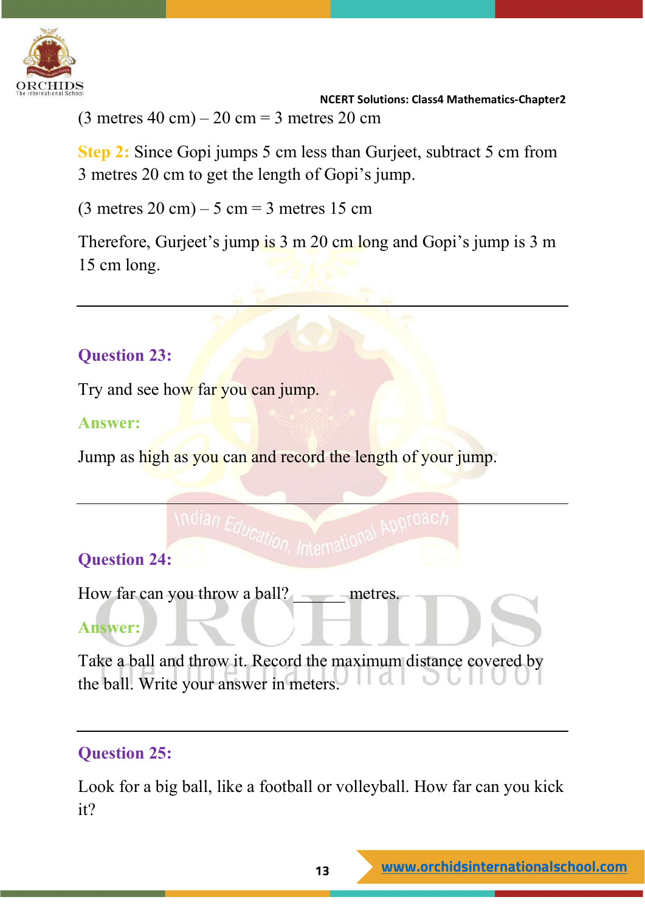(3 metres 40 cm) – 20 cm = 3 metres 20 cm

**Step 2:** Since Gopi jumps 5 cm less than Gurjeet, subtract 5 cm from 3 metres 20 cm to get the length of Gopi's jump.

(3 metres 20 cm) – 5 cm = 3 metres 15 cm

Therefore, Gurjeet's jump is 3 m 20 cm long and Gopi's jump is 3 m 15 cm long.

---

### Question 23:

Try and see how far you can jump.

**Answer:**

Jump as high as you can and record the length of your jump.

---

### Question 24:

How far can you throw a ball? ______ metres.

**Answer:**

Take a ball and throw it. Record the maximum distance covered by the ball. Write your answer in meters.

---

### Question 25:

Look for a big ball, like a football or volleyball. How far can you kick it?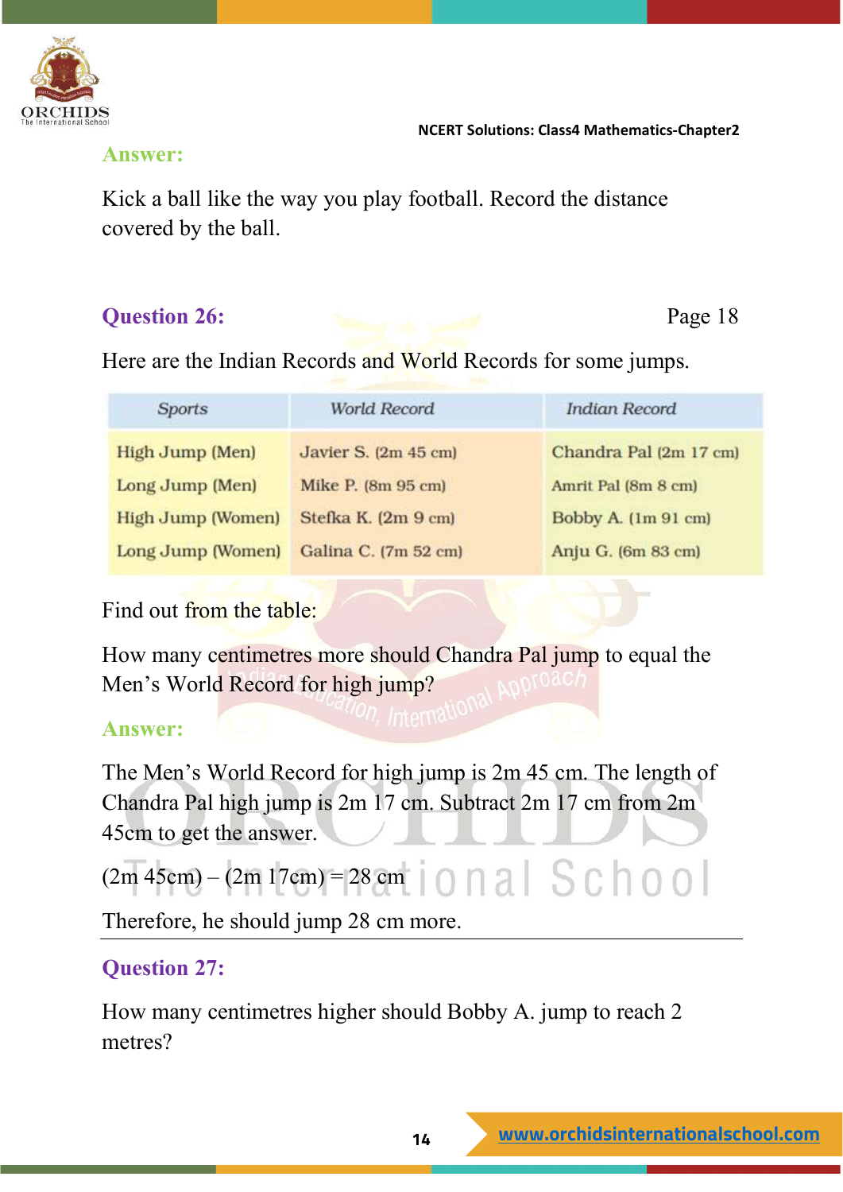**Answer:**

Kick a ball like the way you play football. Record the distance covered by the ball.

**Question 26:** Page 18

Here are the Indian Records and World Records for some jumps.

| Sports | World Record | Indian Record |
|---|---|---|
| High Jump (Men) | Javier S. (2m 45 cm) | Chandra Pal (2m 17 cm) |
| Long Jump (Men) | Mike P. (8m 95 cm) | Amrit Pal (8m 8 cm) |
| High Jump (Women) | Stefka K. (2m 9 cm) | Bobby A. (1m 91 cm) |
| Long Jump (Women) | Galina C. (7m 52 cm) | Anju G. (6m 83 cm) |

Find out from the table:

How many centimetres more should Chandra Pal jump to equal the Men's World Record for high jump?

**Answer:**

The Men's World Record for high jump is 2m 45 cm. The length of Chandra Pal high jump is 2m 17 cm. Subtract 2m 17 cm from 2m 45cm to get the answer.

(2m 45cm) – (2m 17cm) = 28 cm

Therefore, he should jump 28 cm more.

---

**Question 27:**

How many centimetres higher should Bobby A. jump to reach 2 metres?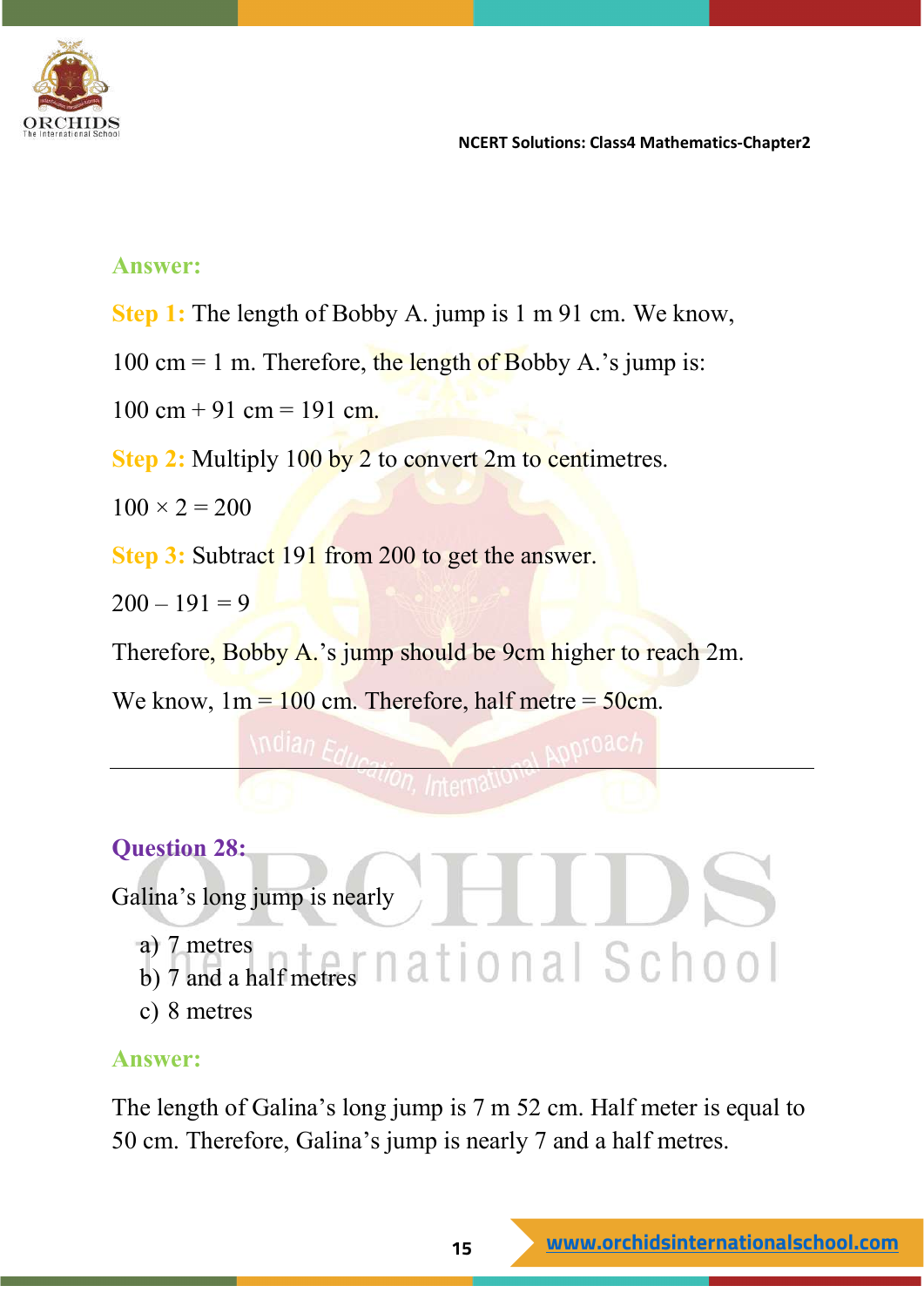**Answer:**

**Step 1:** The length of Bobby A. jump is 1 m 91 cm. We know,

100 cm = 1 m. Therefore, the length of Bobby A.'s jump is:

100 cm + 91 cm = 191 cm.

**Step 2:** Multiply 100 by 2 to convert 2m to centimetres.

$100 \times 2 = 200$

**Step 3:** Subtract 191 from 200 to get the answer.

$200 - 191 = 9$

Therefore, Bobby A.'s jump should be 9cm higher to reach 2m.

We know, 1m = 100 cm. Therefore, half metre = 50cm.

---

**Question 28:**

Galina's long jump is nearly

a) 7 metres
b) 7 and a half metres
c) 8 metres

**Answer:**

The length of Galina's long jump is 7 m 52 cm. Half meter is equal to 50 cm. Therefore, Galina's jump is nearly 7 and a half metres.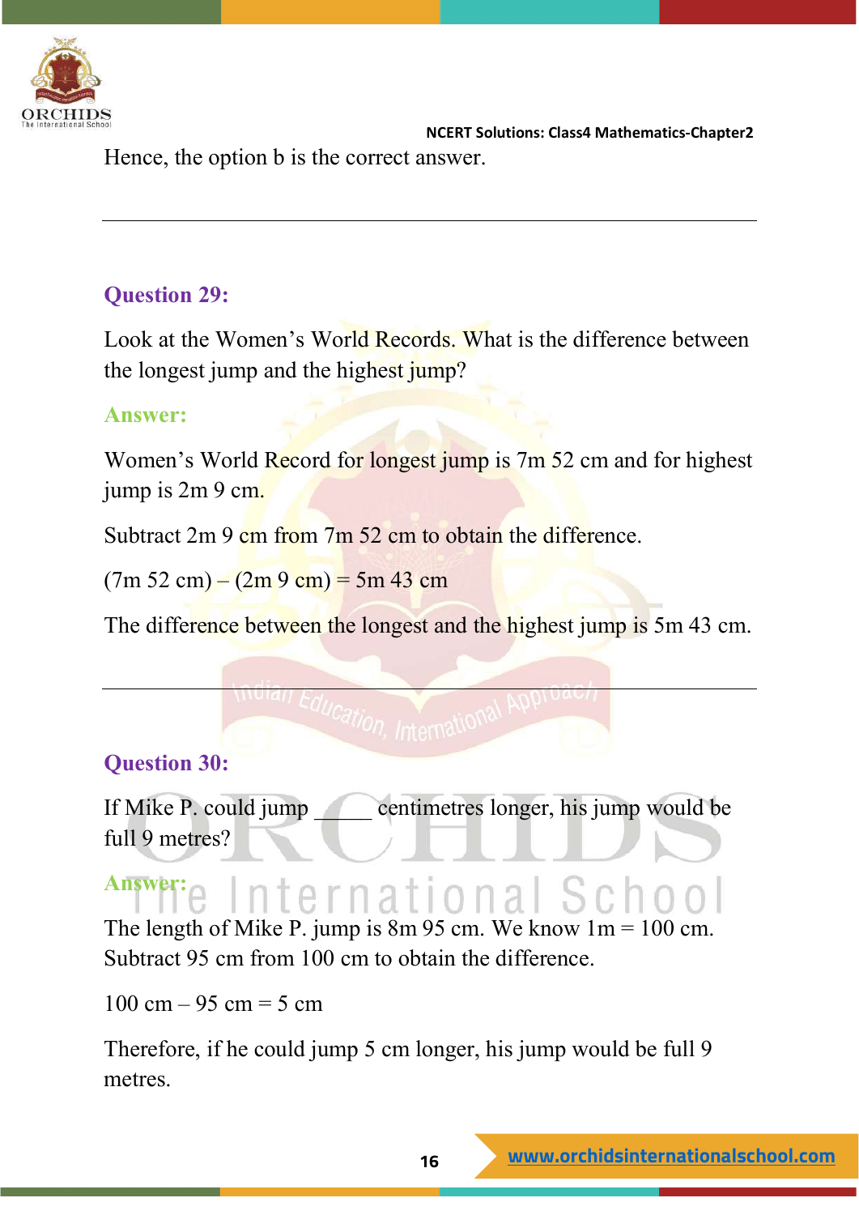Hence, the option b is the correct answer.

---

### Question 29:

Look at the Women's World Records. What is the difference between the longest jump and the highest jump?

**Answer:**

Women's World Record for longest jump is 7m 52 cm and for highest jump is 2m 9 cm.

Subtract 2m 9 cm from 7m 52 cm to obtain the difference.

(7m 52 cm) – (2m 9 cm) = 5m 43 cm

The difference between the longest and the highest jump is 5m 43 cm.

---

### Question 30:

If Mike P. could jump _____ centimetres longer, his jump would be full 9 metres?

**Answer:**

The length of Mike P. jump is 8m 95 cm. We know 1m = 100 cm. Subtract 95 cm from 100 cm to obtain the difference.

100 cm – 95 cm = 5 cm

Therefore, if he could jump 5 cm longer, his jump would be full 9 metres.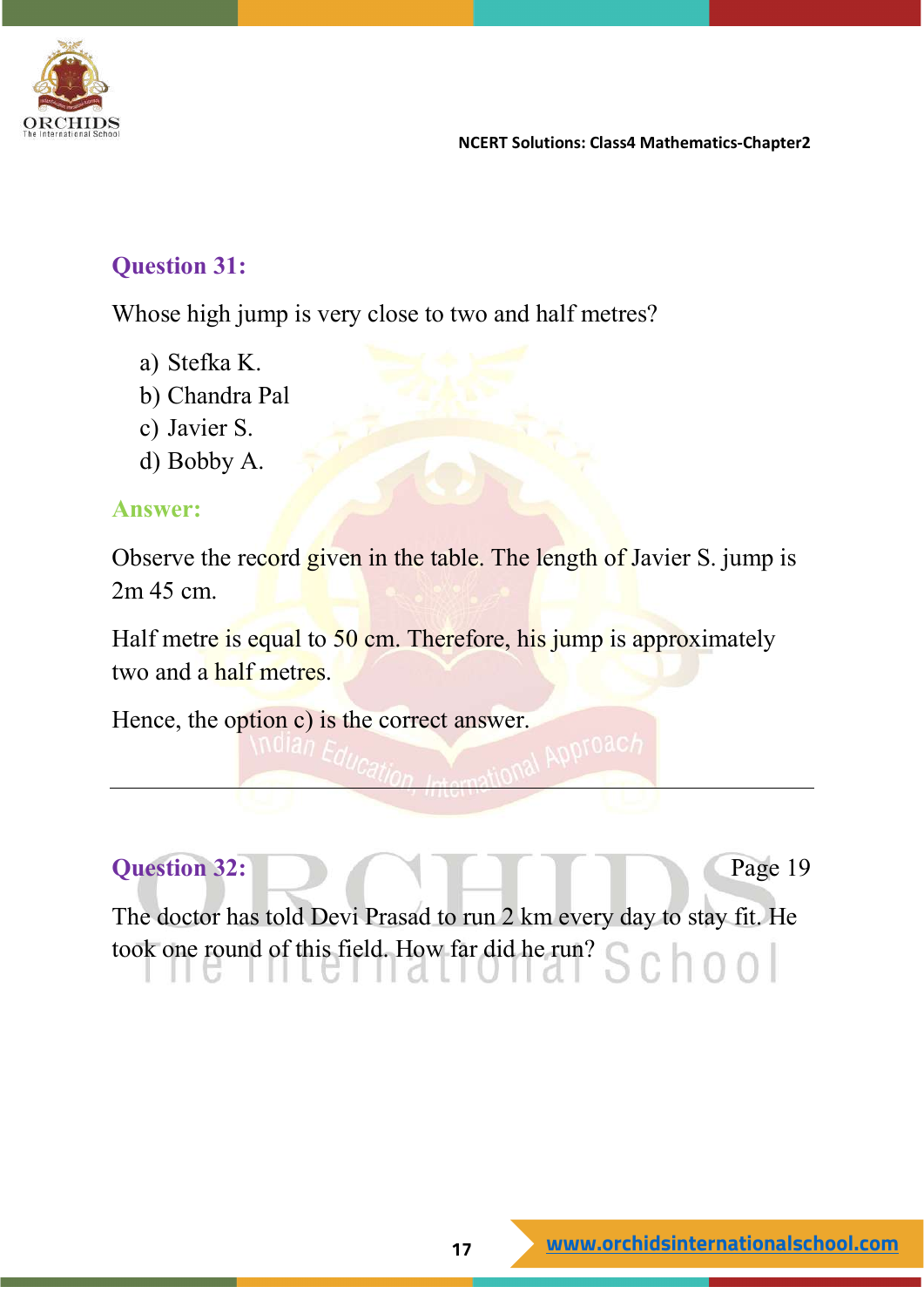## Question 31:

Whose high jump is very close to two and half metres?

a) Stefka K.
b) Chandra Pal
c) Javier S.
d) Bobby A.

**Answer:**

Observe the record given in the table. The length of Javier S. jump is 2m 45 cm.

Half metre is equal to 50 cm. Therefore, his jump is approximately two and a half metres.

Hence, the option c) is the correct answer.

---

## Question 32:

Page 19

The doctor has told Devi Prasad to run 2 km every day to stay fit. He took one round of this field. How far did he run?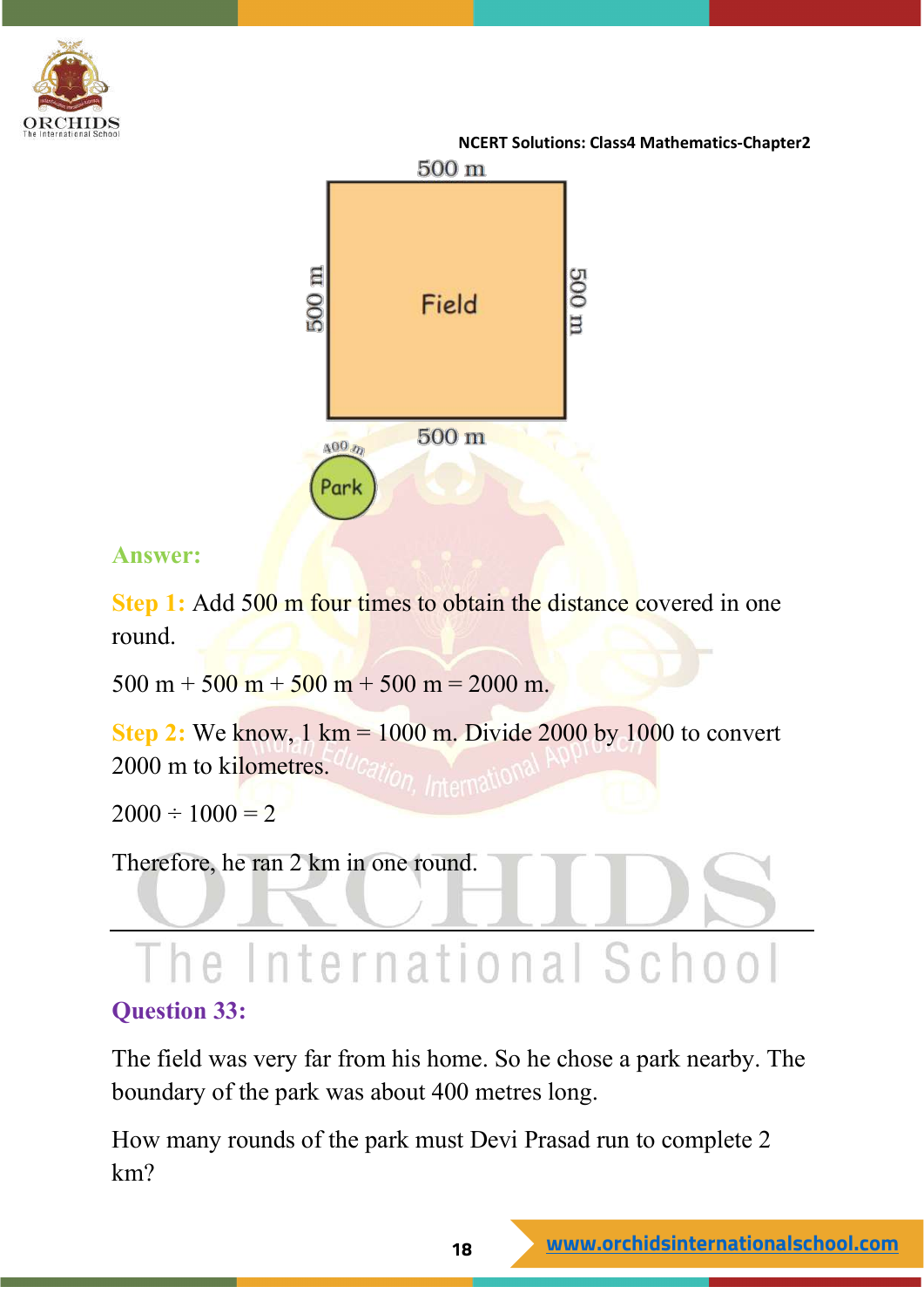500 m

500 m — Field — 500 m

500 m

400 m — Park

**Answer:**

**Step 1:** Add 500 m four times to obtain the distance covered in one round.

500 m + 500 m + 500 m + 500 m = 2000 m.

**Step 2:** We know, 1 km = 1000 m. Divide 2000 by 1000 to convert 2000 m to kilometres.

2000 ÷ 1000 = 2

Therefore, he ran 2 km in one round.

---

### Question 33:

The field was very far from his home. So he chose a park nearby. The boundary of the park was about 400 metres long.

How many rounds of the park must Devi Prasad run to complete 2 km?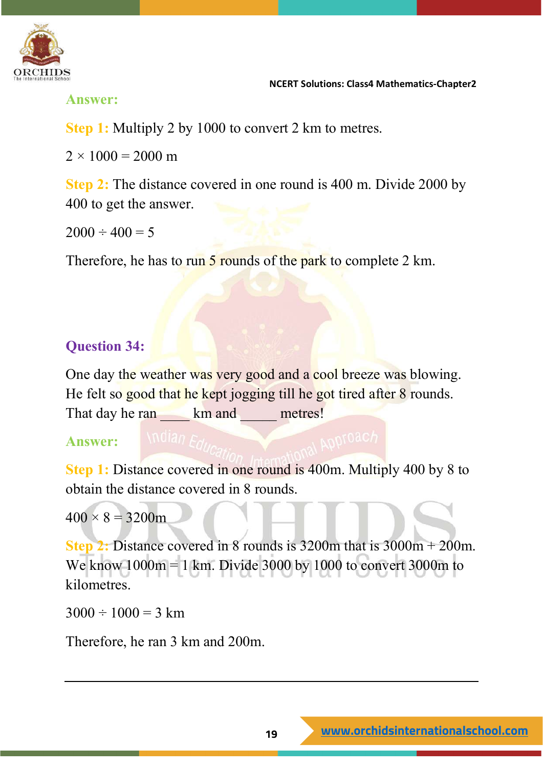**Answer:**

**Step 1:** Multiply 2 by 1000 to convert 2 km to metres.

$2 \times 1000 = 2000$ m

**Step 2:** The distance covered in one round is 400 m. Divide 2000 by 400 to get the answer.

$2000 \div 400 = 5$

Therefore, he has to run 5 rounds of the park to complete 2 km.

## Question 34:

One day the weather was very good and a cool breeze was blowing. He felt so good that he kept jogging till he got tired after 8 rounds. That day he ran ____ km and _____ metres!

**Answer:**

**Step 1:** Distance covered in one round is 400m. Multiply 400 by 8 to obtain the distance covered in 8 rounds.

$400 \times 8 = 3200$m

**Step 2:** Distance covered in 8 rounds is 3200m that is 3000m + 200m. We know 1000m = 1 km. Divide 3000 by 1000 to convert 3000m to kilometres.

$3000 \div 1000 = 3$ km

Therefore, he ran 3 km and 200m.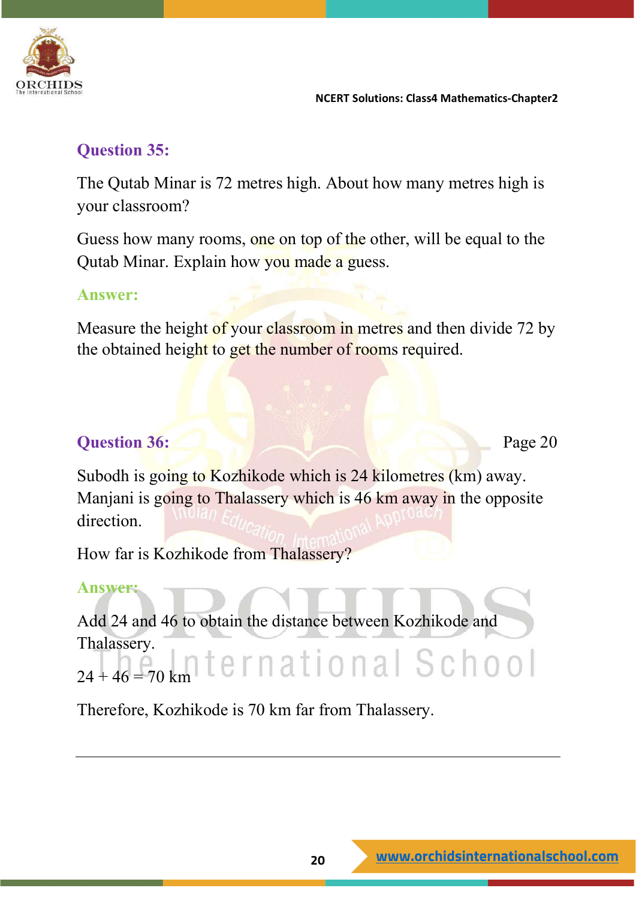### Question 35:

The Qutab Minar is 72 metres high. About how many metres high is your classroom?

Guess how many rooms, one on top of the other, will be equal to the Qutab Minar. Explain how you made a guess.

**Answer:**

Measure the height of your classroom in metres and then divide 72 by the obtained height to get the number of rooms required.

### Question 36:

Page 20

Subodh is going to Kozhikode which is 24 kilometres (km) away. Manjani is going to Thalassery which is 46 km away in the opposite direction.

How far is Kozhikode from Thalassery?

**Answer:**

Add 24 and 46 to obtain the distance between Kozhikode and Thalassery.

$24 + 46 = 70$ km

Therefore, Kozhikode is 70 km far from Thalassery.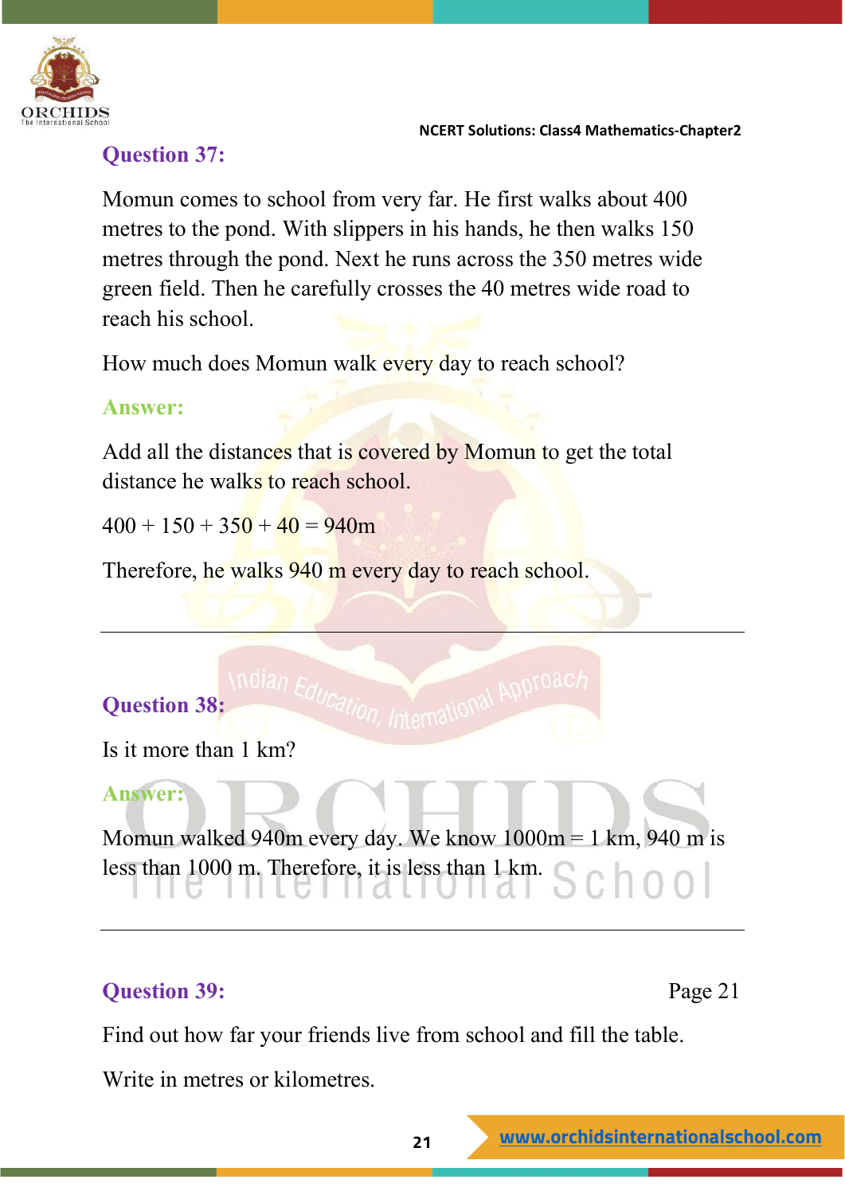### Question 37:

Momun comes to school from very far. He first walks about 400 metres to the pond. With slippers in his hands, he then walks 150 metres through the pond. Next he runs across the 350 metres wide green field. Then he carefully crosses the 40 metres wide road to reach his school.

How much does Momun walk every day to reach school?

**Answer:**

Add all the distances that is covered by Momun to get the total distance he walks to reach school.

$400 + 150 + 350 + 40 = 940$m

Therefore, he walks 940 m every day to reach school.

---

### Question 38:

Is it more than 1 km?

**Answer:**

Momun walked 940m every day. We know 1000m = 1 km, 940 m is less than 1000 m. Therefore, it is less than 1 km.

---

### Question 39:

Page 21

Find out how far your friends live from school and fill the table.

Write in metres or kilometres.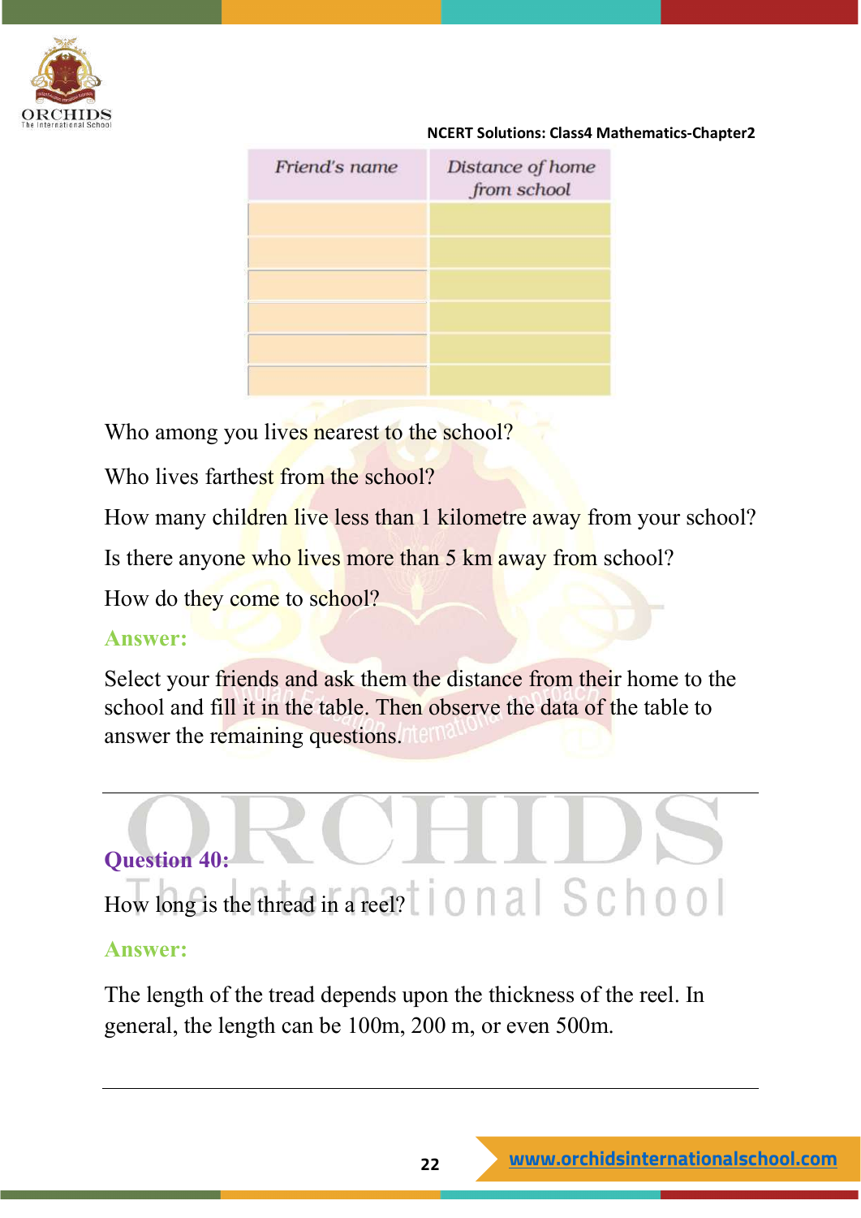| Friend's name | Distance of home from school |
|---|---|
| | |
| | |
| | |
| | |
| | |
| | |

Who among you lives nearest to the school?

Who lives farthest from the school?

How many children live less than 1 kilometre away from your school?

Is there anyone who lives more than 5 km away from school?

How do they come to school?

**Answer:**

Select your friends and ask them the distance from their home to the school and fill it in the table. Then observe the data of the table to answer the remaining questions.

---

**Question 40:**

How long is the thread in a reel?

**Answer:**

The length of the tread depends upon the thickness of the reel. In general, the length can be 100m, 200 m, or even 500m.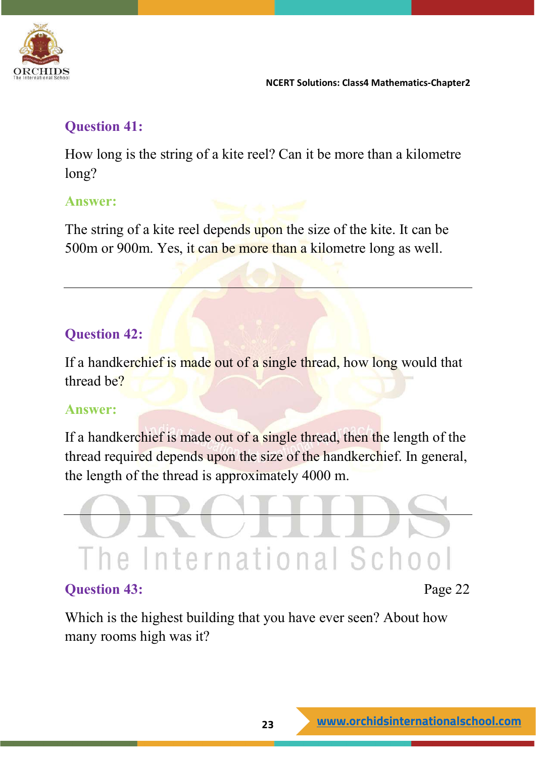## Question 41:

How long is the string of a kite reel? Can it be more than a kilometre long?

### Answer:

The string of a kite reel depends upon the size of the kite. It can be 500m or 900m. Yes, it can be more than a kilometre long as well.

---

## Question 42:

If a handkerchief is made out of a single thread, how long would that thread be?

### Answer:

If a handkerchief is made out of a single thread, then the length of the thread required depends upon the size of the handkerchief. In general, the length of the thread is approximately 4000 m.

---

## Question 43:

Page 22

Which is the highest building that you have ever seen? About how many rooms high was it?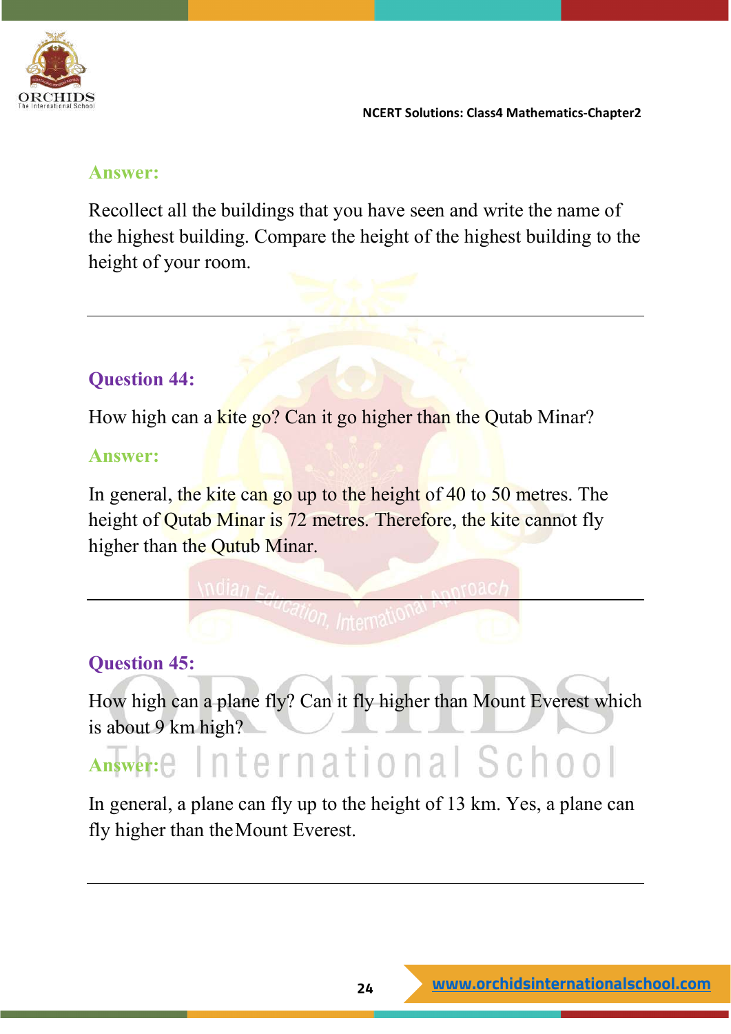**Answer:**

Recollect all the buildings that you have seen and write the name of the highest building. Compare the height of the highest building to the height of your room.

---

**Question 44:**

How high can a kite go? Can it go higher than the Qutab Minar?

**Answer:**

In general, the kite can go up to the height of 40 to 50 metres. The height of Qutab Minar is 72 metres. Therefore, the kite cannot fly higher than the Qutub Minar.

---

**Question 45:**

How high can a plane fly? Can it fly higher than Mount Everest which is about 9 km high?

**Answer:**

In general, a plane can fly up to the height of 13 km. Yes, a plane can fly higher than the Mount Everest.

---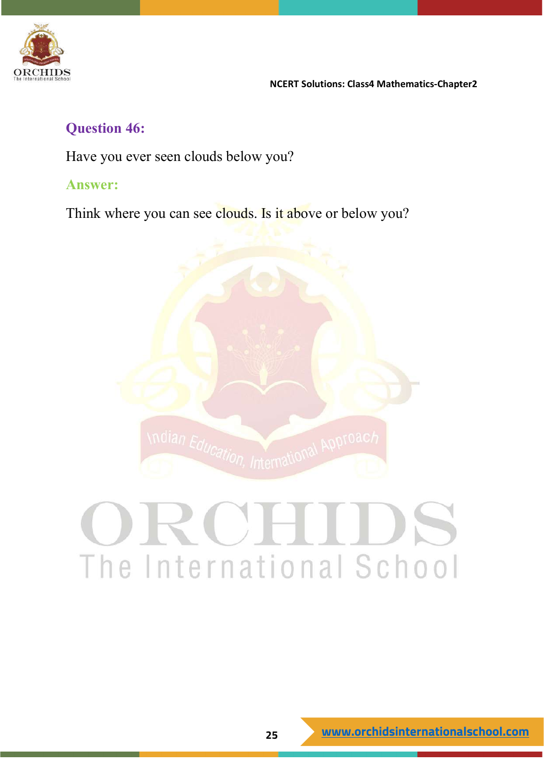### Question 46:

Have you ever seen clouds below you?

### Answer:

Think where you can see clouds. Is it above or below you?